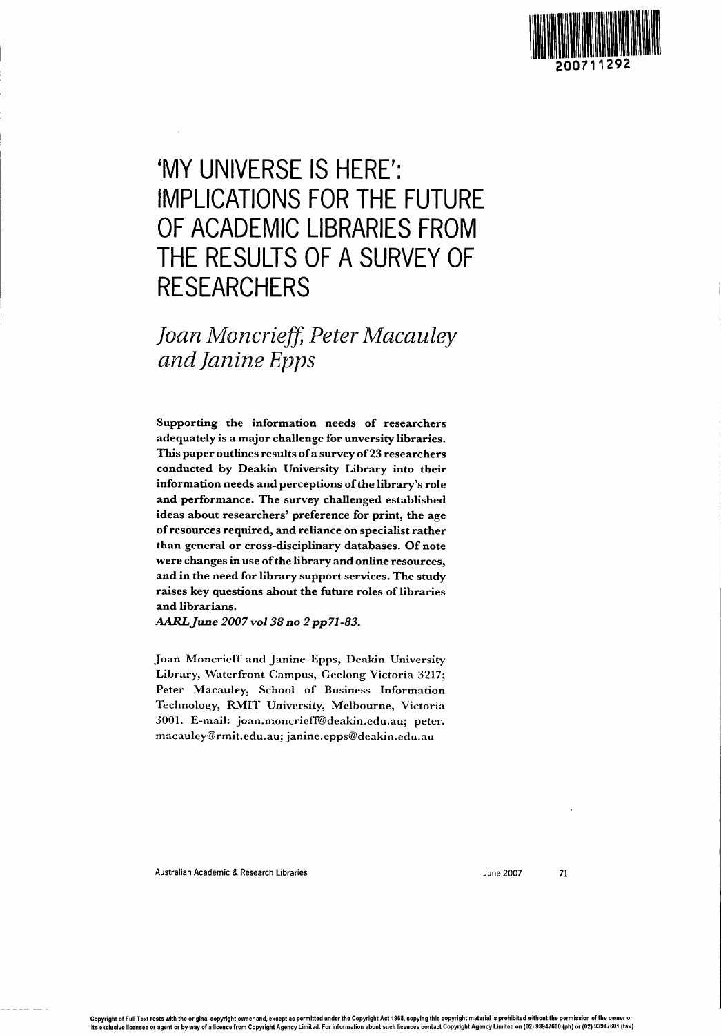# 'MY UNIVERSE IS HERE': IMPLICATIONS FOR THE FUTURE OF ACADEMIC LIBRARIES FROM THE RESULTS OF A SURVEY OF RESEARCHERS

*Joan Moncrieff, Peter Macauley and Janine Epps*

**Supporting the information needs of researchers adequately is a major challenge for unversity libraries. This paper outlines results of a survey of 23 researchers conducted by Deakin University Library into their information needs and perceptions of the library's role and performance. The survey challenged established ideas about researchers' preference for print, the age of resources required, and reliance on specialist rather than general or cross-disciplinary databases. Of note were changes in use of the library and online resources, and in the need for library support services. The study raises key questions about the future roles of libraries and librarians.**

***AARL June 2007 vol 38 no 2 pp71-83.***

Joan Moncrieff and Janine Epps, Deakin University Library, Waterfront Campus, Geelong Victoria 3217; Peter Macauley, School of Business Information Technology, RMIT University, Melbourne, Victoria 3001. E-mail: joan.moncrieff@deakin.edu.au; peter.macauley@rmit.edu.au; janine.epps@deakin.edu.au

Copyright of Full Text rests with the original copyright owner and, except as permitted under the Copyright Act 1968, copying this copyright material is prohibited without the permission of the owner or its exclusive licensee or agent or by way of a licence from Copyright Agency Limited. For information about such licences contact Copyright Agency Limited on (02) 93947600 (ph) or (02) 93947601 (fax)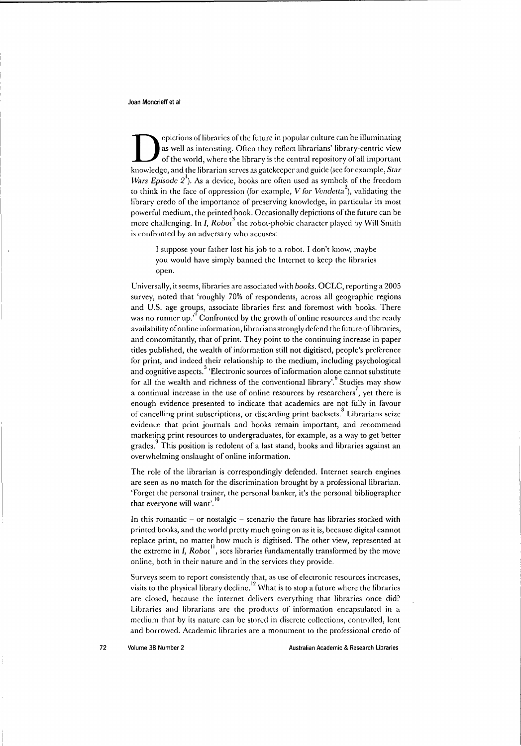Depictions of libraries of the future in popular culture can be illuminating as well as interesting. Often they reflect librarians' library-centric view of the world, where the library is the central repository of all important knowledge, and the librarian serves as gatekeeper and guide (see for example, *Star Wars Episode 2*[1]). As a device, books are often used as symbols of the freedom to think in the face of oppression (for example, *V for Vendetta*[2]), validating the library credo of the importance of preserving knowledge, in particular its most powerful medium, the printed book. Occasionally depictions of the future can be more challenging. In *I, Robot*[3] the robot-phobic character played by Will Smith is confronted by an adversary who accuses:

> I suppose your father lost his job to a robot. I don't know, maybe you would have simply banned the Internet to keep the libraries open.

Universally, it seems, libraries are associated with *books*. OCLC, reporting a 2005 survey, noted that 'roughly 70% of respondents, across all geographic regions and U.S. age groups, associate libraries first and foremost with books. There was no runner up.'[4] Confronted by the growth of online resources and the ready availability of online information, librarians strongly defend the future of libraries, and concomitantly, that of print. They point to the continuing increase in paper titles published, the wealth of information still not digitised, people's preference for print, and indeed their relationship to the medium, including psychological and cognitive aspects.[5] 'Electronic sources of information alone cannot substitute for all the wealth and richness of the conventional library'.[6] Studies may show a continual increase in the use of online resources by researchers[7], yet there is enough evidence presented to indicate that academics are not fully in favour of cancelling print subscriptions, or discarding print backsets.[8] Librarians seize evidence that print journals and books remain important, and recommend marketing print resources to undergraduates, for example, as a way to get better grades.[9] This position is redolent of a last stand, books and libraries against an overwhelming onslaught of online information.

The role of the librarian is correspondingly defended. Internet search engines are seen as no match for the discrimination brought by a professional librarian. 'Forget the personal trainer, the personal banker, it's the personal bibliographer that everyone will want'.[10]

In this romantic – or nostalgic – scenario the future has libraries stocked with printed books, and the world pretty much going on as it is, because digital cannot replace print, no matter how much is digitised. The other view, represented at the extreme in *I, Robot*[11], sees libraries fundamentally transformed by the move online, both in their nature and in the services they provide.

Surveys seem to report consistently that, as use of electronic resources increases, visits to the physical library decline.[12] What is to stop a future where the libraries are closed, because the internet delivers everything that libraries once did? Libraries and librarians are the products of information encapsulated in a medium that by its nature can be stored in discrete collections, controlled, lent and borrowed. Academic libraries are a monument to the professional credo of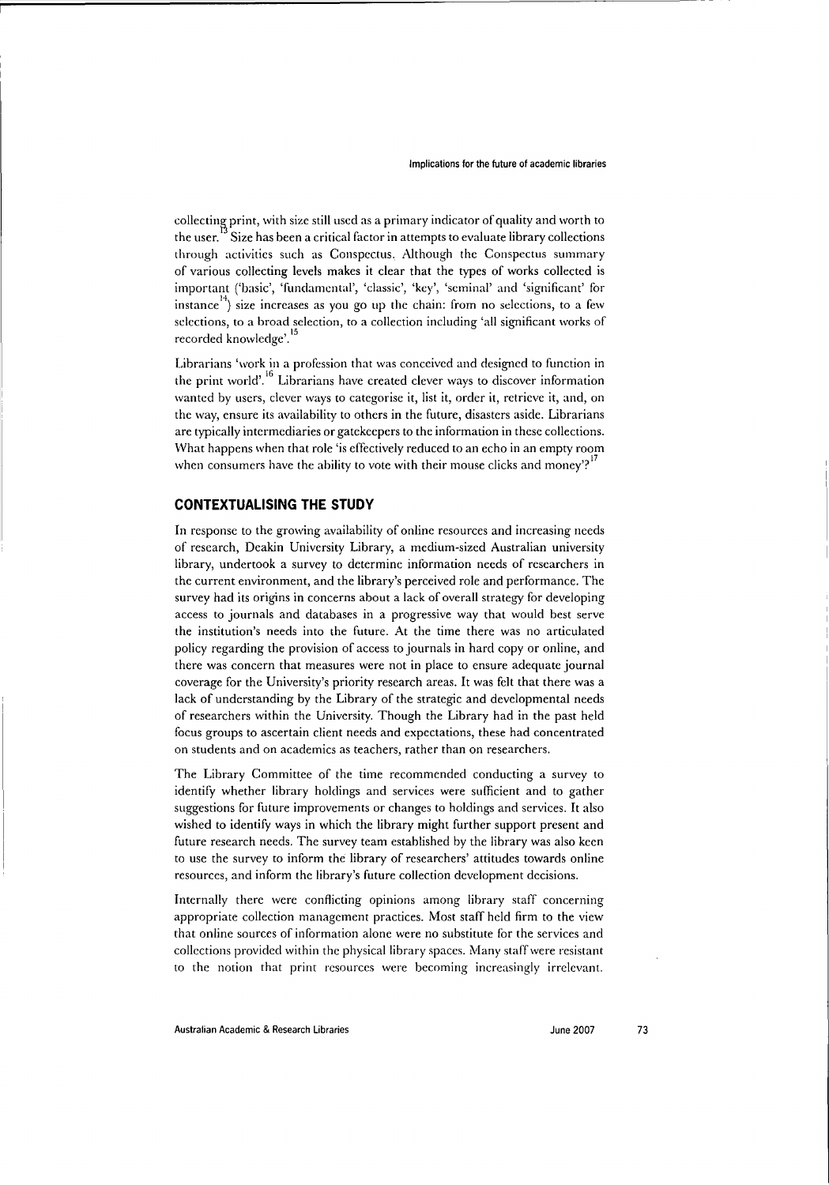collecting print, with size still used as a primary indicator of quality and worth to the user.[13] Size has been a critical factor in attempts to evaluate library collections through activities such as Conspectus. Although the Conspectus summary of various collecting levels makes it clear that the types of works collected is important ('basic', 'fundamental', 'classic', 'key', 'seminal' and 'significant' for instance[14]) size increases as you go up the chain: from no selections, to a few selections, to a broad selection, to a collection including 'all significant works of recorded knowledge'.[15]

Librarians 'work in a profession that was conceived and designed to function in the print world'.[16] Librarians have created clever ways to discover information wanted by users, clever ways to categorise it, list it, order it, retrieve it, and, on the way, ensure its availability to others in the future, disasters aside. Librarians are typically intermediaries or gatekeepers to the information in these collections. What happens when that role 'is effectively reduced to an echo in an empty room when consumers have the ability to vote with their mouse clicks and money'?[17]

## CONTEXTUALISING THE STUDY

In response to the growing availability of online resources and increasing needs of research, Deakin University Library, a medium-sized Australian university library, undertook a survey to determine information needs of researchers in the current environment, and the library's perceived role and performance. The survey had its origins in concerns about a lack of overall strategy for developing access to journals and databases in a progressive way that would best serve the institution's needs into the future. At the time there was no articulated policy regarding the provision of access to journals in hard copy or online, and there was concern that measures were not in place to ensure adequate journal coverage for the University's priority research areas. It was felt that there was a lack of understanding by the Library of the strategic and developmental needs of researchers within the University. Though the Library had in the past held focus groups to ascertain client needs and expectations, these had concentrated on students and on academics as teachers, rather than on researchers.

The Library Committee of the time recommended conducting a survey to identify whether library holdings and services were sufficient and to gather suggestions for future improvements or changes to holdings and services. It also wished to identify ways in which the library might further support present and future research needs. The survey team established by the library was also keen to use the survey to inform the library of researchers' attitudes towards online resources, and inform the library's future collection development decisions.

Internally there were conflicting opinions among library staff concerning appropriate collection management practices. Most staff held firm to the view that online sources of information alone were no substitute for the services and collections provided within the physical library spaces. Many staff were resistant to the notion that print resources were becoming increasingly irrelevant.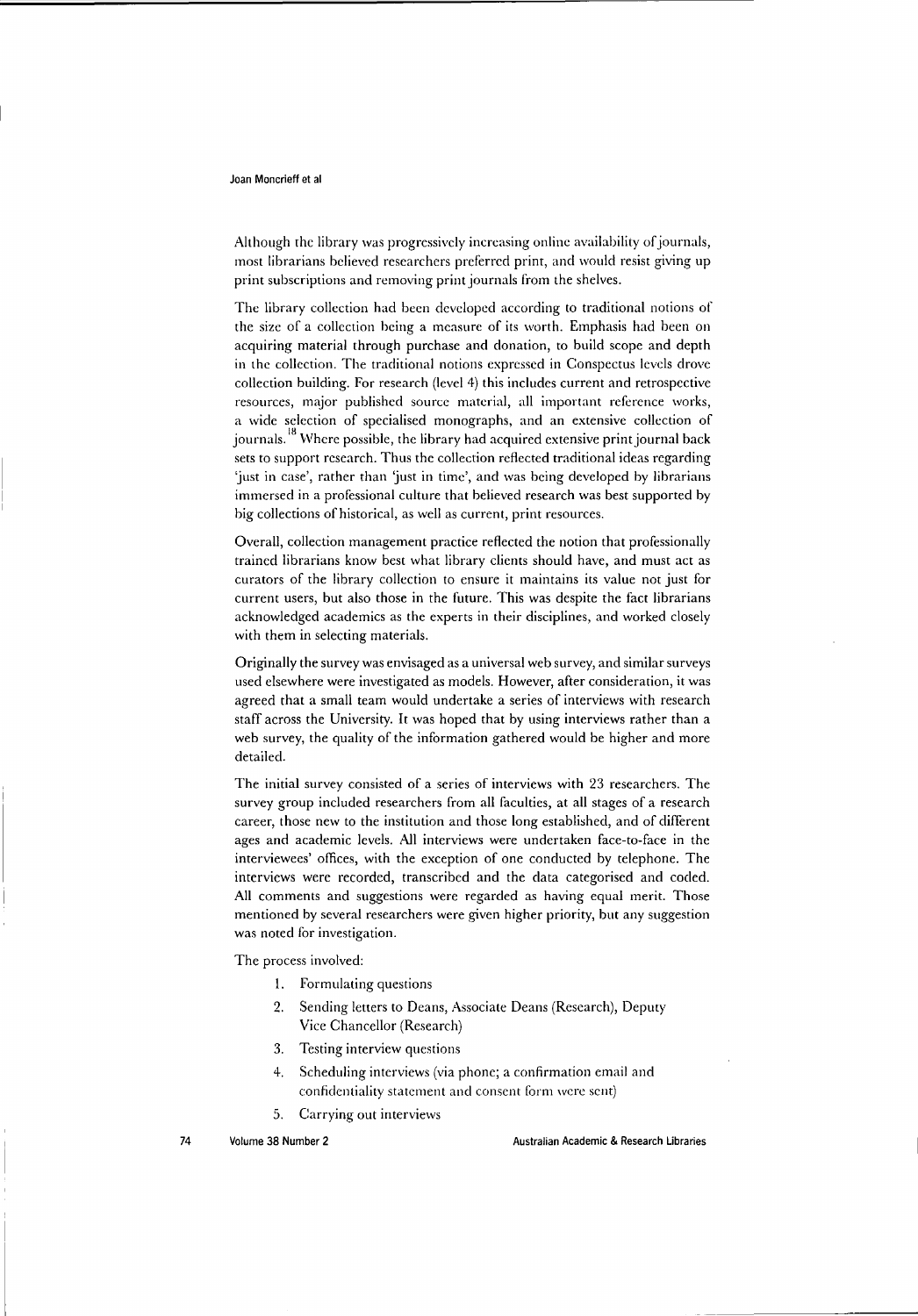Although the library was progressively increasing online availability of journals, most librarians believed researchers preferred print, and would resist giving up print subscriptions and removing print journals from the shelves.

The library collection had been developed according to traditional notions of the size of a collection being a measure of its worth. Emphasis had been on acquiring material through purchase and donation, to build scope and depth in the collection. The traditional notions expressed in Conspectus levels drove collection building. For research (level 4) this includes current and retrospective resources, major published source material, all important reference works, a wide selection of specialised monographs, and an extensive collection of journals.[18] Where possible, the library had acquired extensive print journal back sets to support research. Thus the collection reflected traditional ideas regarding 'just in case', rather than 'just in time', and was being developed by librarians immersed in a professional culture that believed research was best supported by big collections of historical, as well as current, print resources.

Overall, collection management practice reflected the notion that professionally trained librarians know best what library clients should have, and must act as curators of the library collection to ensure it maintains its value not just for current users, but also those in the future. This was despite the fact librarians acknowledged academics as the experts in their disciplines, and worked closely with them in selecting materials.

Originally the survey was envisaged as a universal web survey, and similar surveys used elsewhere were investigated as models. However, after consideration, it was agreed that a small team would undertake a series of interviews with research staff across the University. It was hoped that by using interviews rather than a web survey, the quality of the information gathered would be higher and more detailed.

The initial survey consisted of a series of interviews with 23 researchers. The survey group included researchers from all faculties, at all stages of a research career, those new to the institution and those long established, and of different ages and academic levels. All interviews were undertaken face-to-face in the interviewees' offices, with the exception of one conducted by telephone. The interviews were recorded, transcribed and the data categorised and coded. All comments and suggestions were regarded as having equal merit. Those mentioned by several researchers were given higher priority, but any suggestion was noted for investigation.

The process involved:

1. Formulating questions
2. Sending letters to Deans, Associate Deans (Research), Deputy Vice Chancellor (Research)
3. Testing interview questions
4. Scheduling interviews (via phone; a confirmation email and confidentiality statement and consent form were sent)
5. Carrying out interviews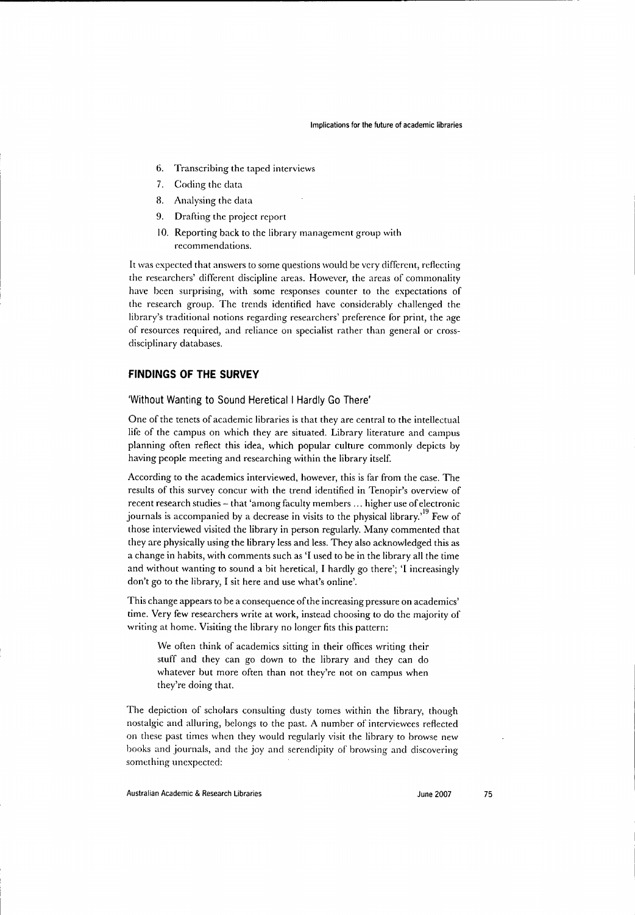6. Transcribing the taped interviews
7. Coding the data
8. Analysing the data
9. Drafting the project report
10. Reporting back to the library management group with recommendations.

It was expected that answers to some questions would be very different, reflecting the researchers' different discipline areas. However, the areas of commonality have been surprising, with some responses counter to the expectations of the research group. The trends identified have considerably challenged the library's traditional notions regarding researchers' preference for print, the age of resources required, and reliance on specialist rather than general or cross-disciplinary databases.

## FINDINGS OF THE SURVEY

### 'Without Wanting to Sound Heretical I Hardly Go There'

One of the tenets of academic libraries is that they are central to the intellectual life of the campus on which they are situated. Library literature and campus planning often reflect this idea, which popular culture commonly depicts by having people meeting and researching within the library itself.

According to the academics interviewed, however, this is far from the case. The results of this survey concur with the trend identified in Tenopir's overview of recent research studies – that 'among faculty members ... higher use of electronic journals is accompanied by a decrease in visits to the physical library.'[19] Few of those interviewed visited the library in person regularly. Many commented that they are physically using the library less and less. They also acknowledged this as a change in habits, with comments such as 'I used to be in the library all the time and without wanting to sound a bit heretical, I hardly go there'; 'I increasingly don't go to the library, I sit here and use what's online'.

This change appears to be a consequence of the increasing pressure on academics' time. Very few researchers write at work, instead choosing to do the majority of writing at home. Visiting the library no longer fits this pattern:

> We often think of academics sitting in their offices writing their stuff and they can go down to the library and they can do whatever but more often than not they're not on campus when they're doing that.

The depiction of scholars consulting dusty tomes within the library, though nostalgic and alluring, belongs to the past. A number of interviewees reflected on these past times when they would regularly visit the library to browse new books and journals, and the joy and serendipity of browsing and discovering something unexpected: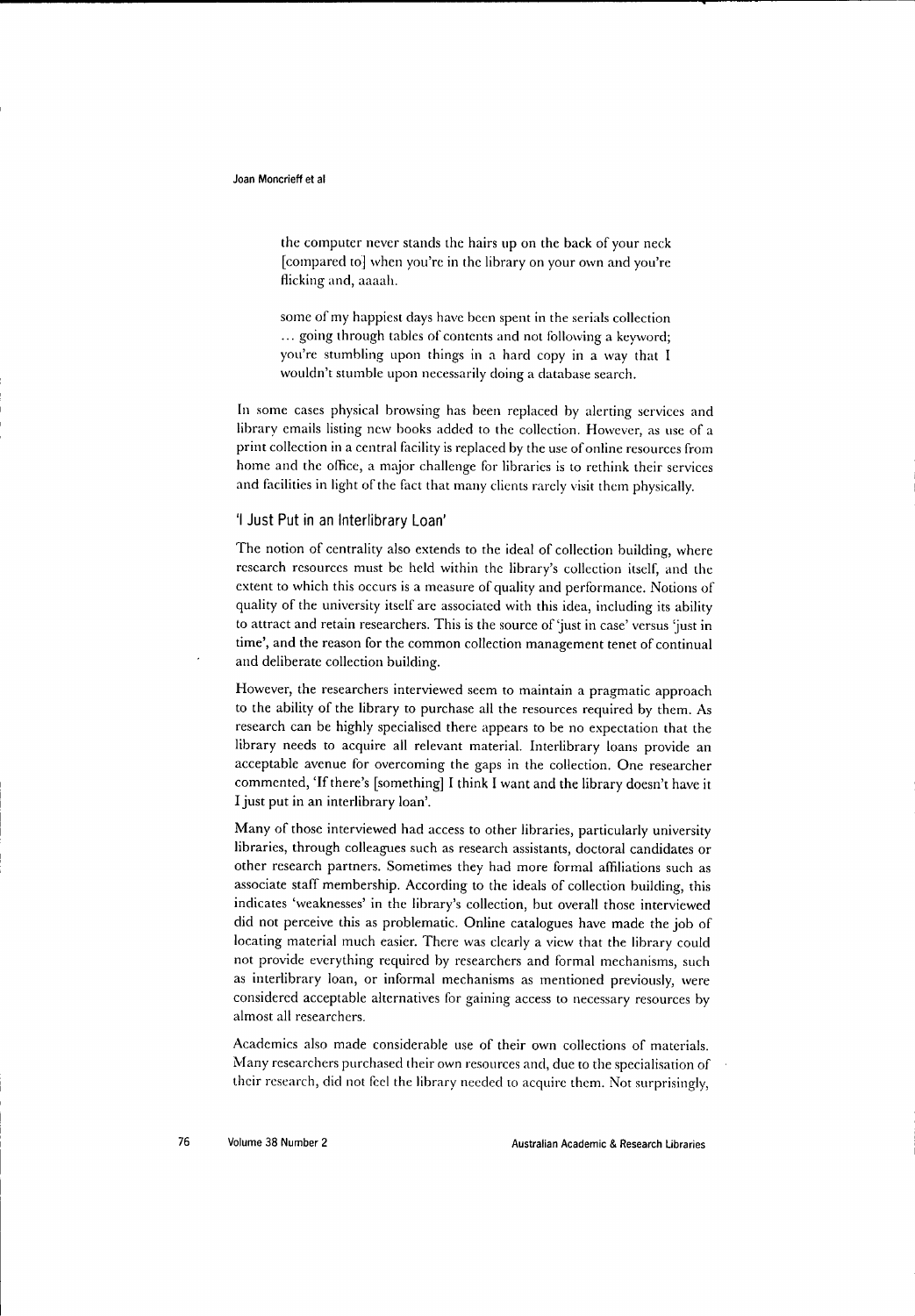> the computer never stands the hairs up on the back of your neck [compared to] when you're in the library on your own and you're flicking and, aaaah.

> some of my happiest days have been spent in the serials collection ... going through tables of contents and not following a keyword; you're stumbling upon things in a hard copy in a way that I wouldn't stumble upon necessarily doing a database search.

In some cases physical browsing has been replaced by alerting services and library emails listing new books added to the collection. However, as use of a print collection in a central facility is replaced by the use of online resources from home and the office, a major challenge for libraries is to rethink their services and facilities in light of the fact that many clients rarely visit them physically.

## 'I Just Put in an Interlibrary Loan'

The notion of centrality also extends to the ideal of collection building, where research resources must be held within the library's collection itself, and the extent to which this occurs is a measure of quality and performance. Notions of quality of the university itself are associated with this idea, including its ability to attract and retain researchers. This is the source of 'just in case' versus 'just in time', and the reason for the common collection management tenet of continual and deliberate collection building.

However, the researchers interviewed seem to maintain a pragmatic approach to the ability of the library to purchase all the resources required by them. As research can be highly specialised there appears to be no expectation that the library needs to acquire all relevant material. Interlibrary loans provide an acceptable avenue for overcoming the gaps in the collection. One researcher commented, 'If there's [something] I think I want and the library doesn't have it I just put in an interlibrary loan'.

Many of those interviewed had access to other libraries, particularly university libraries, through colleagues such as research assistants, doctoral candidates or other research partners. Sometimes they had more formal affiliations such as associate staff membership. According to the ideals of collection building, this indicates 'weaknesses' in the library's collection, but overall those interviewed did not perceive this as problematic. Online catalogues have made the job of locating material much easier. There was clearly a view that the library could not provide everything required by researchers and formal mechanisms, such as interlibrary loan, or informal mechanisms as mentioned previously, were considered acceptable alternatives for gaining access to necessary resources by almost all researchers.

Academics also made considerable use of their own collections of materials. Many researchers purchased their own resources and, due to the specialisation of their research, did not feel the library needed to acquire them. Not surprisingly,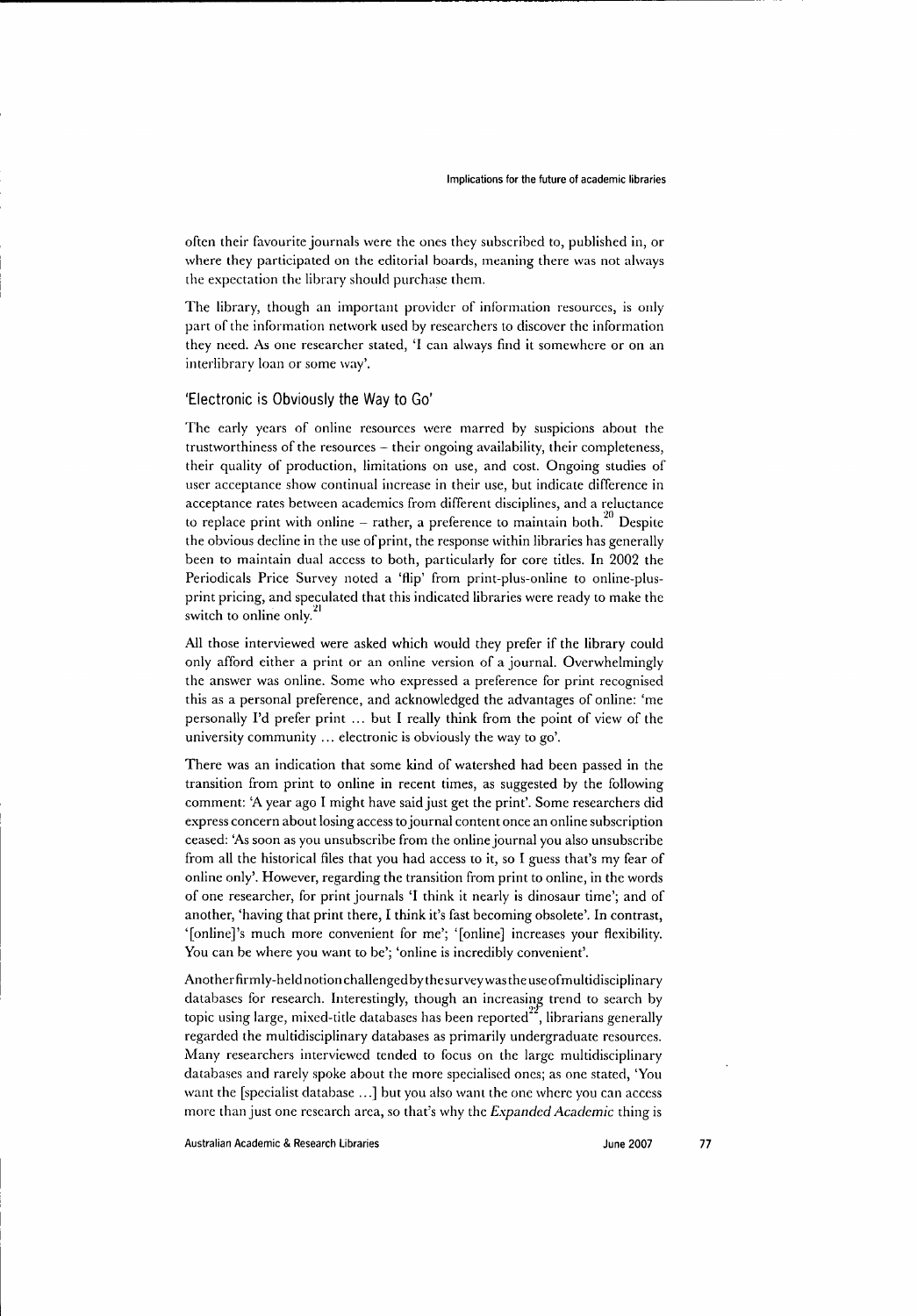often their favourite journals were the ones they subscribed to, published in, or where they participated on the editorial boards, meaning there was not always the expectation the library should purchase them.

The library, though an important provider of information resources, is only part of the information network used by researchers to discover the information they need. As one researcher stated, 'I can always find it somewhere or on an interlibrary loan or some way'.

## 'Electronic is Obviously the Way to Go'

The early years of online resources were marred by suspicions about the trustworthiness of the resources – their ongoing availability, their completeness, their quality of production, limitations on use, and cost. Ongoing studies of user acceptance show continual increase in their use, but indicate difference in acceptance rates between academics from different disciplines, and a reluctance to replace print with online – rather, a preference to maintain both.[20] Despite the obvious decline in the use of print, the response within libraries has generally been to maintain dual access to both, particularly for core titles. In 2002 the Periodicals Price Survey noted a 'flip' from print-plus-online to online-plus-print pricing, and speculated that this indicated libraries were ready to make the switch to online only.[21]

All those interviewed were asked which would they prefer if the library could only afford either a print or an online version of a journal. Overwhelmingly the answer was online. Some who expressed a preference for print recognised this as a personal preference, and acknowledged the advantages of online: 'me personally I'd prefer print … but I really think from the point of view of the university community … electronic is obviously the way to go'.

There was an indication that some kind of watershed had been passed in the transition from print to online in recent times, as suggested by the following comment: 'A year ago I might have said just get the print'. Some researchers did express concern about losing access to journal content once an online subscription ceased: 'As soon as you unsubscribe from the online journal you also unsubscribe from all the historical files that you had access to it, so I guess that's my fear of online only'. However, regarding the transition from print to online, in the words of one researcher, for print journals 'I think it nearly is dinosaur time'; and of another, 'having that print there, I think it's fast becoming obsolete'. In contrast, '[online]'s much more convenient for me'; '[online] increases your flexibility. You can be where you want to be'; 'online is incredibly convenient'.

Another firmly-held notion challenged by the survey was the use of multidisciplinary databases for research. Interestingly, though an increasing trend to search by topic using large, mixed-title databases has been reported[22], librarians generally regarded the multidisciplinary databases as primarily undergraduate resources. Many researchers interviewed tended to focus on the large multidisciplinary databases and rarely spoke about the more specialised ones; as one stated, 'You want the [specialist database …] but you also want the one where you can access more than just one research area, so that's why the *Expanded Academic* thing is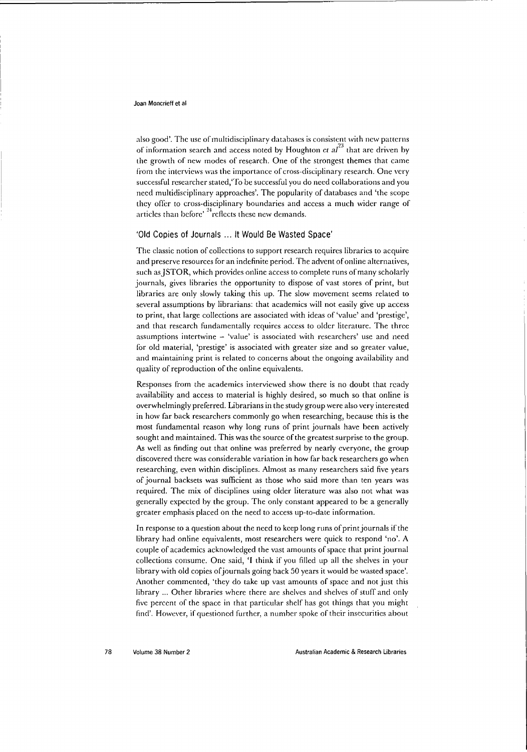also good'. The use of multidisciplinary databases is consistent with new patterns of information search and access noted by Houghton *et al*[23] that are driven by the growth of new modes of research. One of the strongest themes that came from the interviews was the importance of cross-disciplinary research. One very successful researcher stated,'To be successful you do need collaborations and you need multidisciplinary approaches'. The popularity of databases and 'the scope they offer to cross-disciplinary boundaries and access a much wider range of articles than before'[24] reflects these new demands.

### 'Old Copies of Journals ... It Would Be Wasted Space'

The classic notion of collections to support research requires libraries to acquire and preserve resources for an indefinite period. The advent of online alternatives, such as JSTOR, which provides online access to complete runs of many scholarly journals, gives libraries the opportunity to dispose of vast stores of print, but libraries are only slowly taking this up. The slow movement seems related to several assumptions by librarians: that academics will not easily give up access to print, that large collections are associated with ideas of 'value' and 'prestige', and that research fundamentally requires access to older literature. The three assumptions intertwine – 'value' is associated with researchers' use and need for old material, 'prestige' is associated with greater size and so greater value, and maintaining print is related to concerns about the ongoing availability and quality of reproduction of the online equivalents.

Responses from the academics interviewed show there is no doubt that ready availability and access to material is highly desired, so much so that online is overwhelmingly preferred. Librarians in the study group were also very interested in how far back researchers commonly go when researching, because this is the most fundamental reason why long runs of print journals have been actively sought and maintained. This was the source of the greatest surprise to the group. As well as finding out that online was preferred by nearly everyone, the group discovered there was considerable variation in how far back researchers go when researching, even within disciplines. Almost as many researchers said five years of journal backsets was sufficient as those who said more than ten years was required. The mix of disciplines using older literature was also not what was generally expected by the group. The only constant appeared to be a generally greater emphasis placed on the need to access up-to-date information.

In response to a question about the need to keep long runs of print journals if the library had online equivalents, most researchers were quick to respond 'no'. A couple of academics acknowledged the vast amounts of space that print journal collections consume. One said, 'I think if you filled up all the shelves in your library with old copies of journals going back 50 years it would be wasted space'. Another commented, 'they do take up vast amounts of space and not just this library ... Other libraries where there are shelves and shelves of stuff and only five percent of the space in that particular shelf has got things that you might find'. However, if questioned further, a number spoke of their insecurities about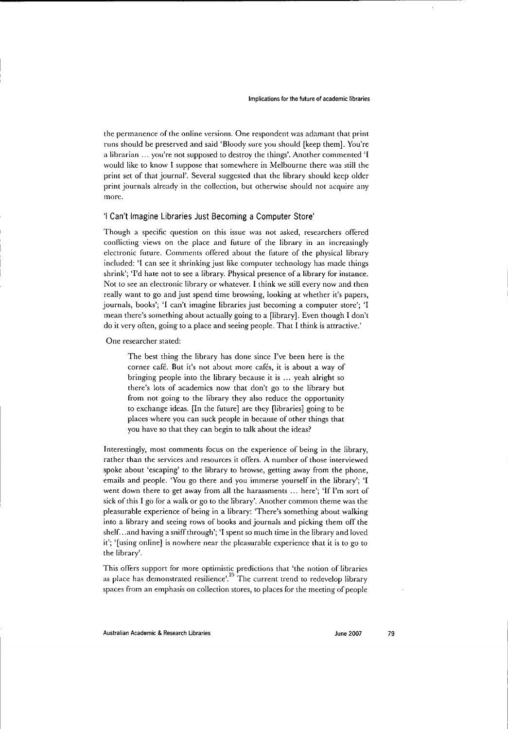the permanence of the online versions. One respondent was adamant that print runs should be preserved and said 'Bloody sure you should [keep them]. You're a librarian … you're not supposed to destroy the things'. Another commented 'I would like to know I suppose that somewhere in Melbourne there was still the print set of that journal'. Several suggested that the library should keep older print journals already in the collection, but otherwise should not acquire any more.

## 'I Can't Imagine Libraries Just Becoming a Computer Store'

Though a specific question on this issue was not asked, researchers offered conflicting views on the place and future of the library in an increasingly electronic future. Comments offered about the future of the physical library included: 'I can see it shrinking just like computer technology has made things shrink'; 'I'd hate not to see a library. Physical presence of a library for instance. Not to see an electronic library or whatever. I think we still every now and then really want to go and just spend time browsing, looking at whether it's papers, journals, books'; 'I can't imagine libraries just becoming a computer store'; 'I mean there's something about actually going to a [library]. Even though I don't do it very often, going to a place and seeing people. That I think is attractive.'

One researcher stated:

> The best thing the library has done since I've been here is the corner café. But it's not about more cafés, it is about a way of bringing people into the library because it is … yeah alright so there's lots of academics now that don't go to the library but from not going to the library they also reduce the opportunity to exchange ideas. [In the future] are they [libraries] going to be places where you can suck people in because of other things that you have so that they can begin to talk about the ideas?

Interestingly, most comments focus on the experience of being in the library, rather than the services and resources it offers. A number of those interviewed spoke about 'escaping' to the library to browse, getting away from the phone, emails and people. 'You go there and you immerse yourself in the library'; 'I went down there to get away from all the harassments … here'; 'If I'm sort of sick of this I go for a walk or go to the library'. Another common theme was the pleasurable experience of being in a library: 'There's something about walking into a library and seeing rows of books and journals and picking them off the shelf…and having a sniff through'; 'I spent so much time in the library and loved it'; '[using online] is nowhere near the pleasurable experience that it is to go to the library'.

This offers support for more optimistic predictions that 'the notion of libraries as place has demonstrated resilience'.[25] The current trend to redevelop library spaces from an emphasis on collection stores, to places for the meeting of people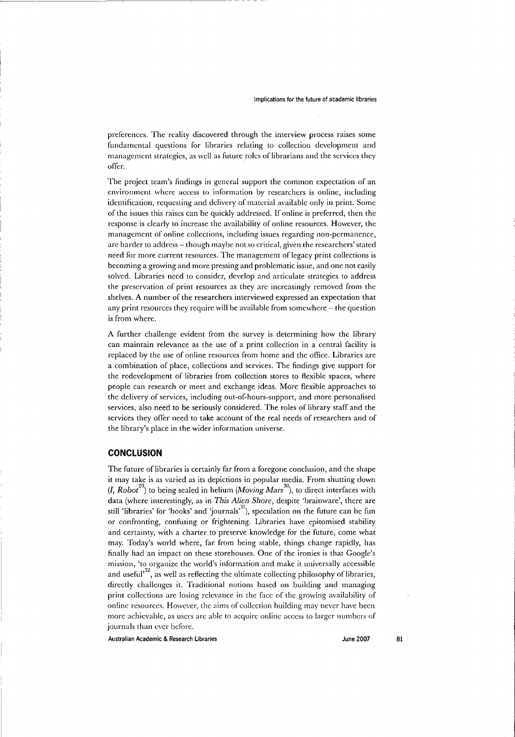preferences. The reality discovered through the interview process raises some fundamental questions for libraries relating to collection development and management strategies, as well as future roles of librarians and the services they offer.

The project team's findings in general support the common expectation of an environment where access to information by researchers is online, including identification, requesting and delivery of material available only in print. Some of the issues this raises can be quickly addressed. If online is preferred, then the response is clearly to increase the availability of online resources. However, the management of online collections, including issues regarding non-permanence, are harder to address – though maybe not so critical, given the researchers' stated need for more current resources. The management of legacy print collections is becoming a growing and more pressing and problematic issue, and one not easily solved. Libraries need to consider, develop and articulate strategies to address the preservation of print resources as they are increasingly removed from the shelves. A number of the researchers interviewed expressed an expectation that any print resources they require will be available from somewhere – the question is from where.

A further challenge evident from the survey is determining how the library can maintain relevance as the use of a print collection in a central facility is replaced by the use of online resources from home and the office. Libraries are a combination of place, collections and services. The findings give support for the redevelopment of libraries from collection stores to flexible spaces, where people can research or meet and exchange ideas. More flexible approaches to the delivery of services, including out-of-hours-support, and more personalised services, also need to be seriously considered. The roles of library staff and the services they offer need to take account of the real needs of researchers and of the library's place in the wider information universe.

## CONCLUSION

The future of libraries is certainly far from a foregone conclusion, and the shape it may take is as varied as its depictions in popular media. From shutting down (*I, Robot*[29]) to being sealed in helium (*Moving Mars*[30]), to direct interfaces with data (where interestingly, as in *This Alien Shore*, despite 'brainware', there are still 'libraries' for 'books' and 'journals'[31]), speculation on the future can be fun or confronting, confusing or frightening. Libraries have epitomised stability and certainty, with a charter to preserve knowledge for the future, come what may. Today's world where, far from being stable, things change rapidly, has finally had an impact on these storehouses. One of the ironies is that Google's mission, 'to organize the world's information and make it universally accessible and useful'[32], as well as reflecting the ultimate collecting philosophy of libraries, directly challenges it. Traditional notions based on building and managing print collections are losing relevance in the face of the growing availability of online resources. However, the aims of collection building may never have been more achievable, as users are able to acquire online access to larger numbers of journals than ever before.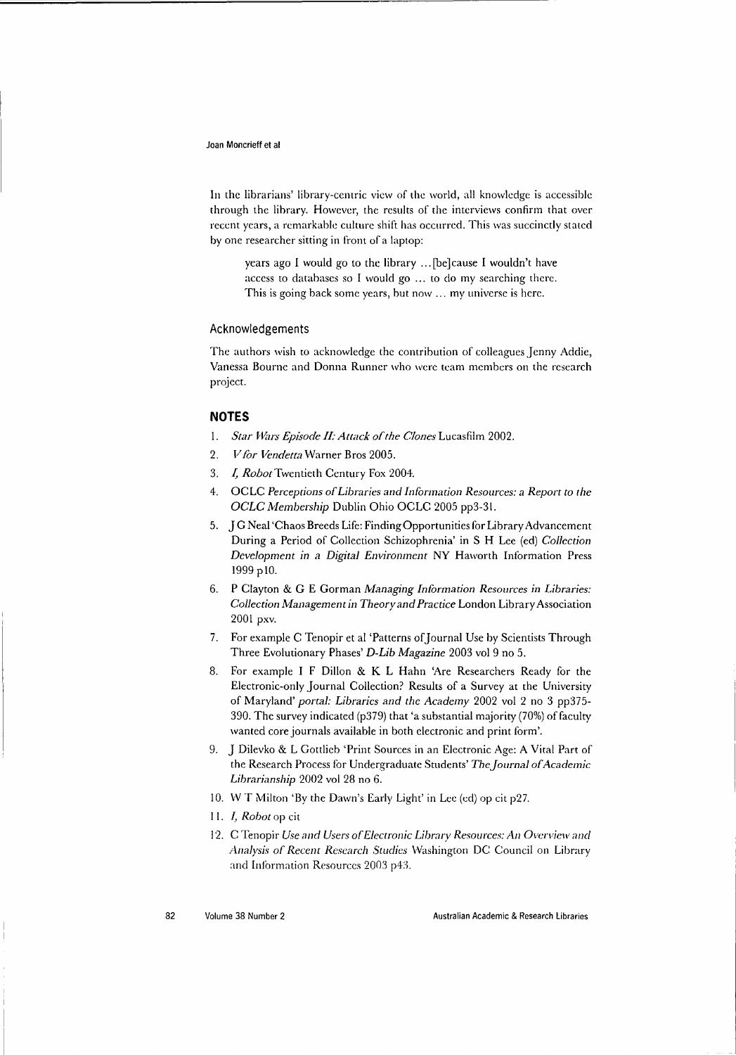In the librarians' library-centric view of the world, all knowledge is accessible through the library. However, the results of the interviews confirm that over recent years, a remarkable culture shift has occurred. This was succinctly stated by one researcher sitting in front of a laptop:

> years ago I would go to the library ... [be]cause I wouldn't have access to databases so I would go ... to do my searching there. This is going back some years, but now ... my universe is here.

## Acknowledgements

The authors wish to acknowledge the contribution of colleagues Jenny Addie, Vanessa Bourne and Donna Runner who were team members on the research project.

## NOTES

1. *Star Wars Episode II: Attack of the Clones* Lucasfilm 2002.
2. *V for Vendetta* Warner Bros 2005.
3. *I, Robot* Twentieth Century Fox 2004.
4. OCLC *Perceptions of Libraries and Information Resources: a Report to the OCLC Membership* Dublin Ohio OCLC 2005 pp3-31.
5. J G Neal 'Chaos Breeds Life: Finding Opportunities for Library Advancement During a Period of Collection Schizophrenia' in S H Lee (ed) *Collection Development in a Digital Environment* NY Haworth Information Press 1999 p10.
6. P Clayton & G E Gorman *Managing Information Resources in Libraries: Collection Management in Theory and Practice* London Library Association 2001 pxv.
7. For example C Tenopir et al 'Patterns of Journal Use by Scientists Through Three Evolutionary Phases' *D-Lib Magazine* 2003 vol 9 no 5.
8. For example I F Dillon & K L Hahn 'Are Researchers Ready for the Electronic-only Journal Collection? Results of a Survey at the University of Maryland' *portal: Libraries and the Academy* 2002 vol 2 no 3 pp375-390. The survey indicated (p379) that 'a substantial majority (70%) of faculty wanted core journals available in both electronic and print form'.
9. J Dilevko & L Gottlieb 'Print Sources in an Electronic Age: A Vital Part of the Research Process for Undergraduate Students' *The Journal of Academic Librarianship* 2002 vol 28 no 6.
10. W T Milton 'By the Dawn's Early Light' in Lee (ed) op cit p27.
11. *I, Robot* op cit
12. C Tenopir *Use and Users of Electronic Library Resources: An Overview and Analysis of Recent Research Studies* Washington DC Council on Library and Information Resources 2003 p43.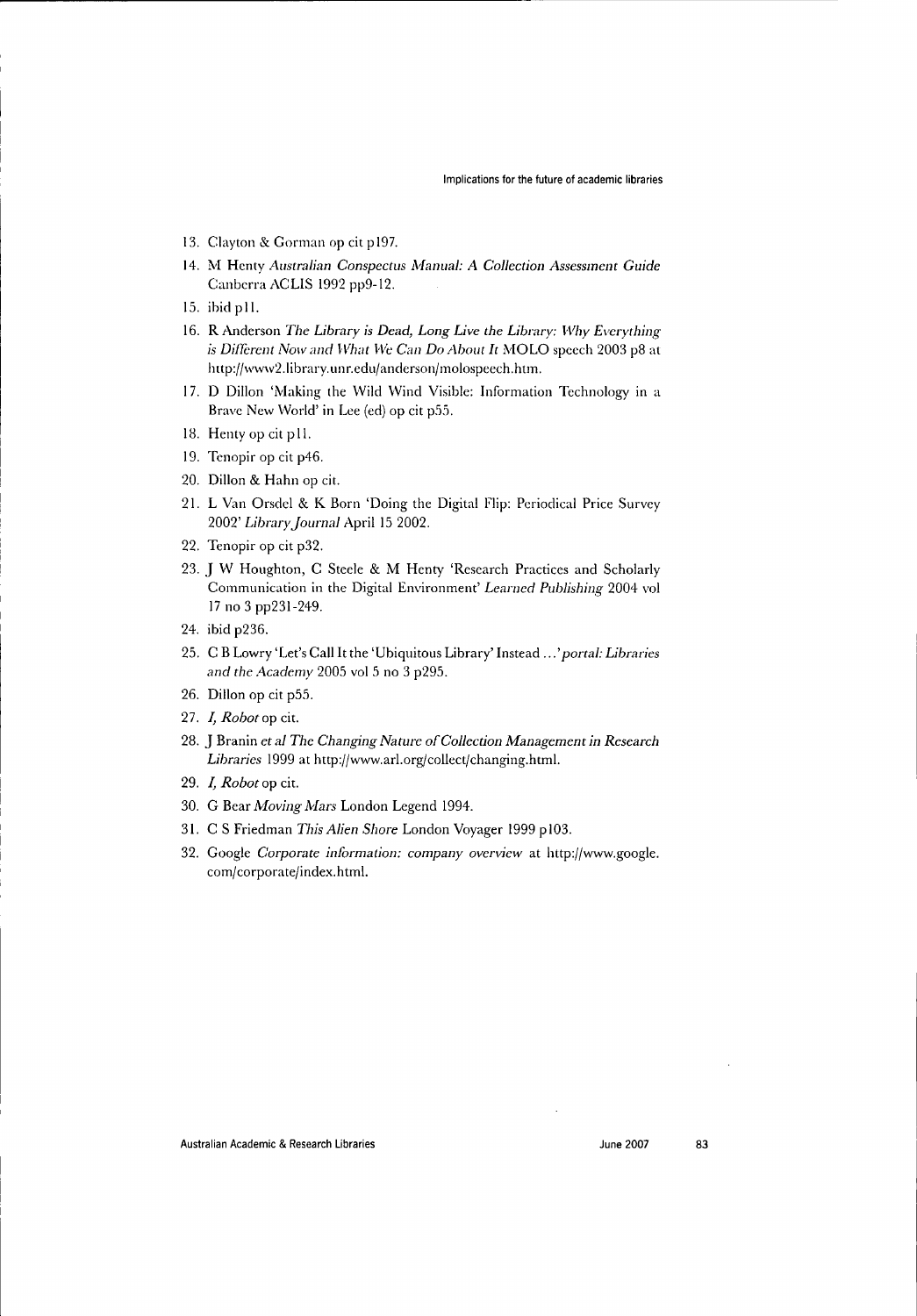13. Clayton & Gorman op cit p197.
14. M Henty *Australian Conspectus Manual: A Collection Assessment Guide* Canberra ACLIS 1992 pp9-12.
15. ibid p11.
16. R Anderson *The Library is Dead, Long Live the Library: Why Everything is Different Now and What We Can Do About It* MOLO speech 2003 p8 at http://www2.library.unr.edu/anderson/molospeech.htm.
17. D Dillon 'Making the Wild Wind Visible: Information Technology in a Brave New World' in Lee (ed) op cit p55.
18. Henty op cit p11.
19. Tenopir op cit p46.
20. Dillon & Hahn op cit.
21. L Van Orsdel & K Born 'Doing the Digital Flip: Periodical Price Survey 2002' *Library Journal* April 15 2002.
22. Tenopir op cit p32.
23. J W Houghton, C Steele & M Henty 'Research Practices and Scholarly Communication in the Digital Environment' *Learned Publishing* 2004 vol 17 no 3 pp231-249.
24. ibid p236.
25. C B Lowry 'Let's Call It the 'Ubiquitous Library' Instead ...' *portal: Libraries and the Academy* 2005 vol 5 no 3 p295.
26. Dillon op cit p55.
27. *I, Robot* op cit.
28. J Branin *et al The Changing Nature of Collection Management in Research Libraries* 1999 at http://www.arl.org/collect/changing.html.
29. *I, Robot* op cit.
30. G Bear *Moving Mars* London Legend 1994.
31. C S Friedman *This Alien Shore* London Voyager 1999 p103.
32. Google *Corporate information: company overview* at http://www.google.com/corporate/index.html.